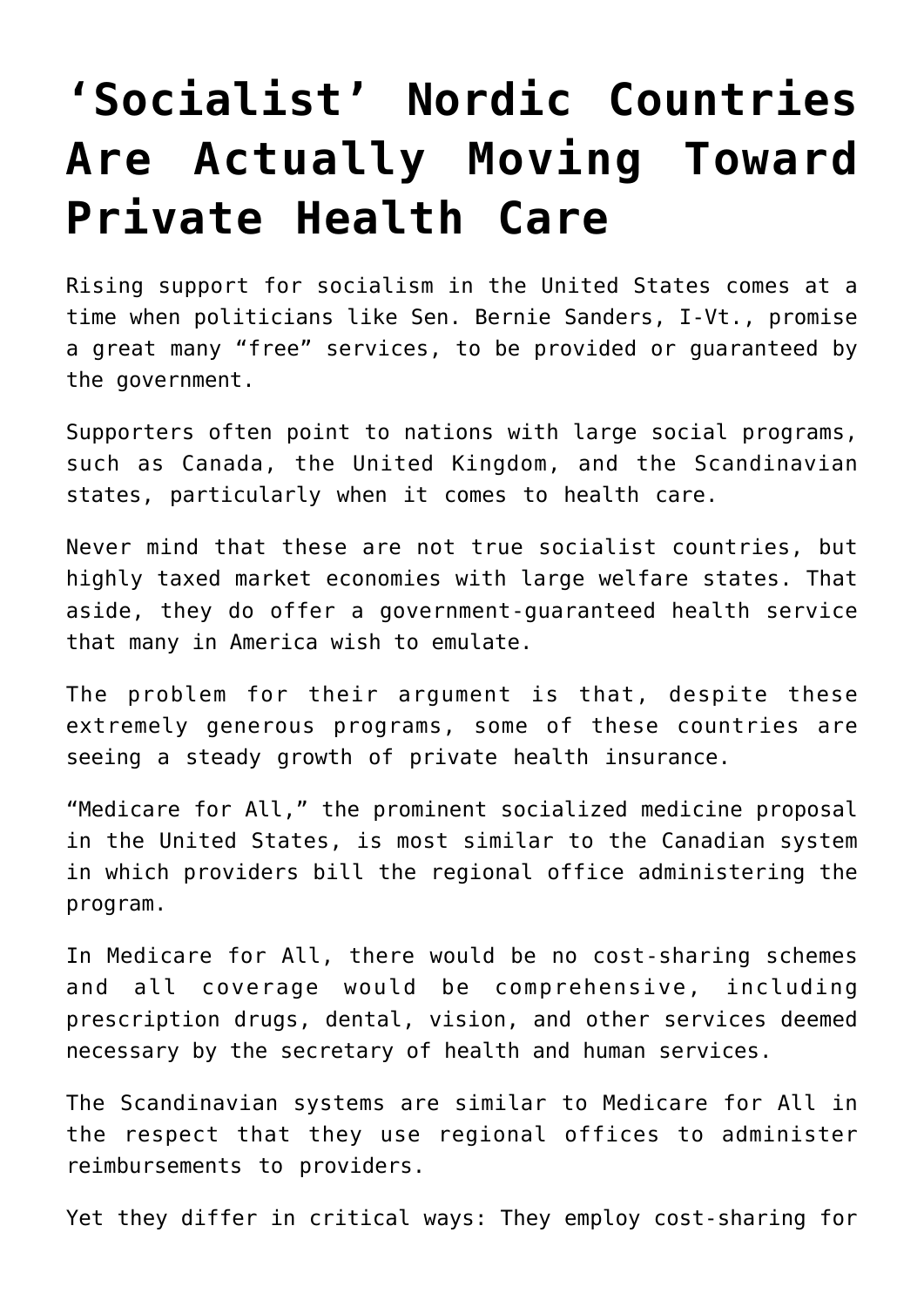# 'Socialist' Nordic Countries Are Actually Moving Toward Private Health Care

Rising support for socialism in the United States comes at a time when politicians like Sen. Bernie Sanders, I-Vt., promise a great many "free" services, to be provided or guaranteed by the government.

Supporters often point to nations with large social programs, such as Canada, the United Kingdom, and the Scandinavian states, particularly when it comes to health care.

Never mind that these are not true socialist countries, but highly taxed market economies with large welfare states. That aside, they do offer a government-guaranteed health service that many in America wish to emulate.

The problem for their argument is that, despite these extremely generous programs, some of these countries are seeing a steady growth of private health insurance.

"Medicare for All," the prominent socialized medicine proposal in the United States, is most similar to the Canadian system in which providers bill the regional office administering the program.

In Medicare for All, there would be no cost-sharing schemes and all coverage would be comprehensive, including prescription drugs, dental, vision, and other services deemed necessary by the secretary of health and human services.

The Scandinavian systems are similar to Medicare for All in the respect that they use regional offices to administer reimbursements to providers.

Yet they differ in critical ways: They employ cost-sharing for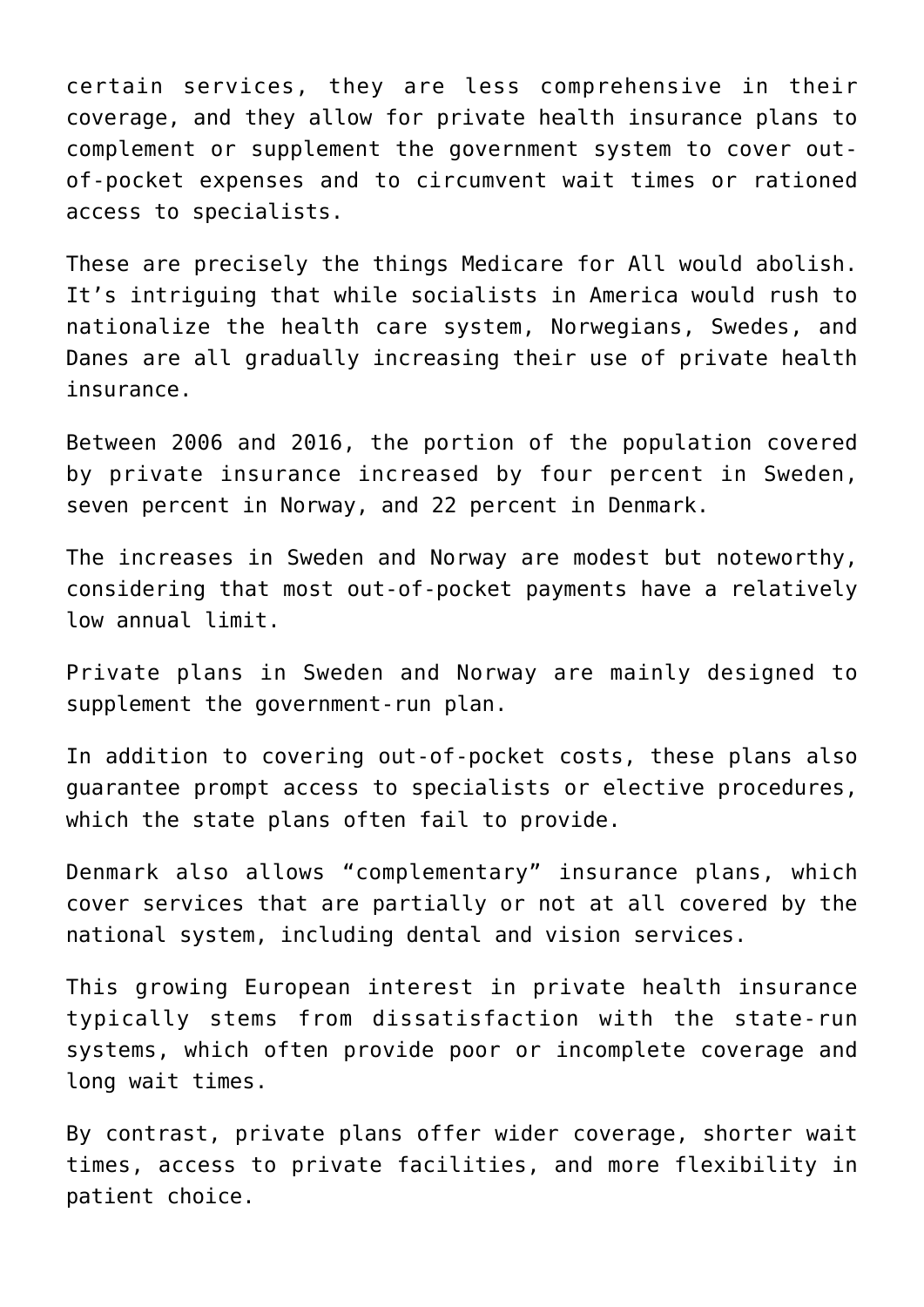certain services, they are less comprehensive in their coverage, and they allow for private health insurance plans to complement or supplement the government system to cover out-of-pocket expenses and to circumvent wait times or rationed access to specialists.

These are precisely the things Medicare for All would abolish. It's intriguing that while socialists in America would rush to nationalize the health care system, Norwegians, Swedes, and Danes are all gradually increasing their use of private health insurance.

Between 2006 and 2016, the portion of the population covered by private insurance increased by four percent in Sweden, seven percent in Norway, and 22 percent in Denmark.

The increases in Sweden and Norway are modest but noteworthy, considering that most out-of-pocket payments have a relatively low annual limit.

Private plans in Sweden and Norway are mainly designed to supplement the government-run plan.

In addition to covering out-of-pocket costs, these plans also guarantee prompt access to specialists or elective procedures, which the state plans often fail to provide.

Denmark also allows "complementary" insurance plans, which cover services that are partially or not at all covered by the national system, including dental and vision services.

This growing European interest in private health insurance typically stems from dissatisfaction with the state-run systems, which often provide poor or incomplete coverage and long wait times.

By contrast, private plans offer wider coverage, shorter wait times, access to private facilities, and more flexibility in patient choice.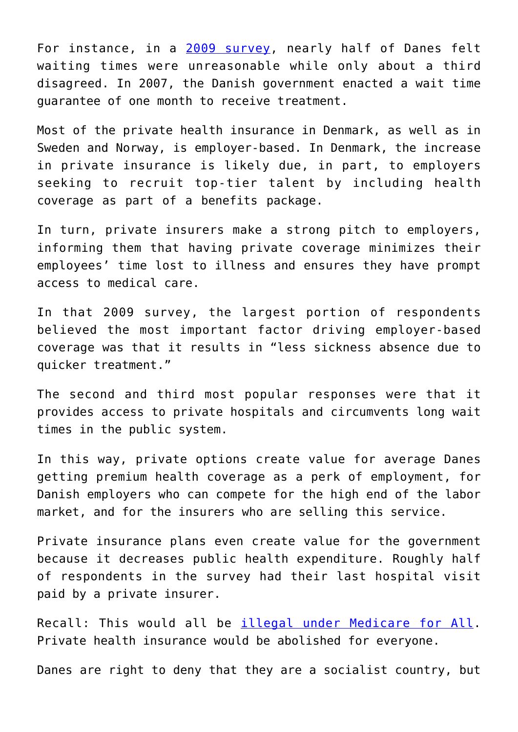For instance, in a [2009 survey](), nearly half of Danes felt waiting times were unreasonable while only about a third disagreed. In 2007, the Danish government enacted a wait time guarantee of one month to receive treatment.

Most of the private health insurance in Denmark, as well as in Sweden and Norway, is employer-based. In Denmark, the increase in private insurance is likely due, in part, to employers seeking to recruit top-tier talent by including health coverage as part of a benefits package.

In turn, private insurers make a strong pitch to employers, informing them that having private coverage minimizes their employees' time lost to illness and ensures they have prompt access to medical care.

In that 2009 survey, the largest portion of respondents believed the most important factor driving employer-based coverage was that it results in "less sickness absence due to quicker treatment."

The second and third most popular responses were that it provides access to private hospitals and circumvents long wait times in the public system.

In this way, private options create value for average Danes getting premium health coverage as a perk of employment, for Danish employers who can compete for the high end of the labor market, and for the insurers who are selling this service.

Private insurance plans even create value for the government because it decreases public health expenditure. Roughly half of respondents in the survey had their last hospital visit paid by a private insurer.

Recall: This would all be [illegal under Medicare for All](). Private health insurance would be abolished for everyone.

Danes are right to deny that they are a socialist country, but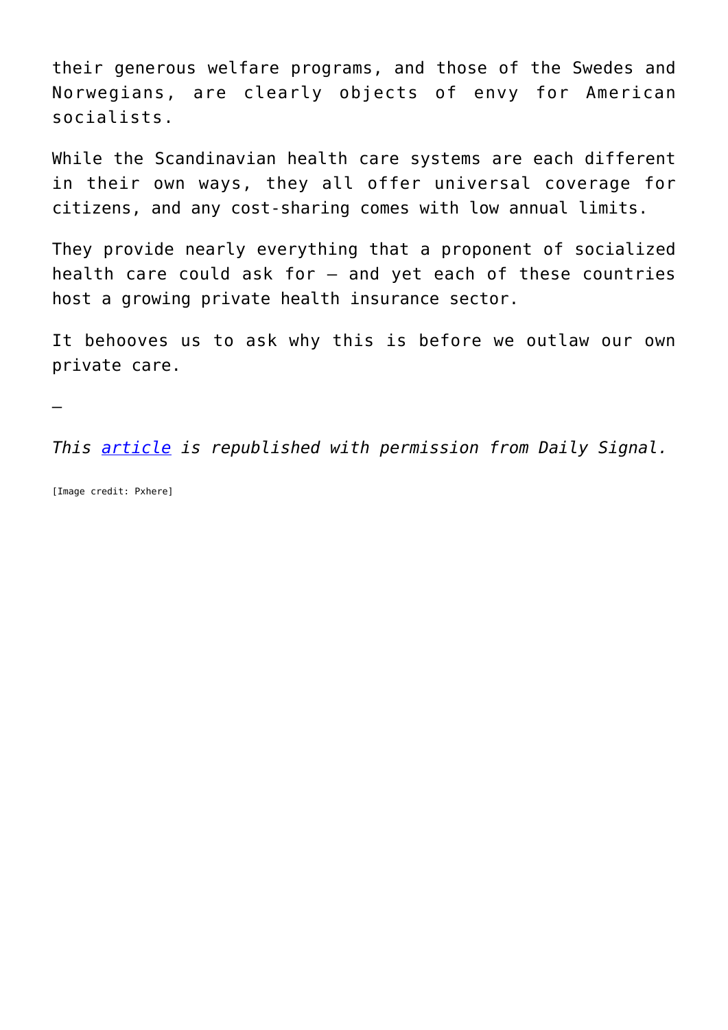their generous welfare programs, and those of the Swedes and Norwegians, are clearly objects of envy for American socialists.

While the Scandinavian health care systems are each different in their own ways, they all offer universal coverage for citizens, and any cost-sharing comes with low annual limits.

They provide nearly everything that a proponent of socialized health care could ask for – and yet each of these countries host a growing private health insurance sector.

It behooves us to ask why this is before we outlaw our own private care.

—

*This article is republished with permission from Daily Signal.*

[Image credit: Pxhere]